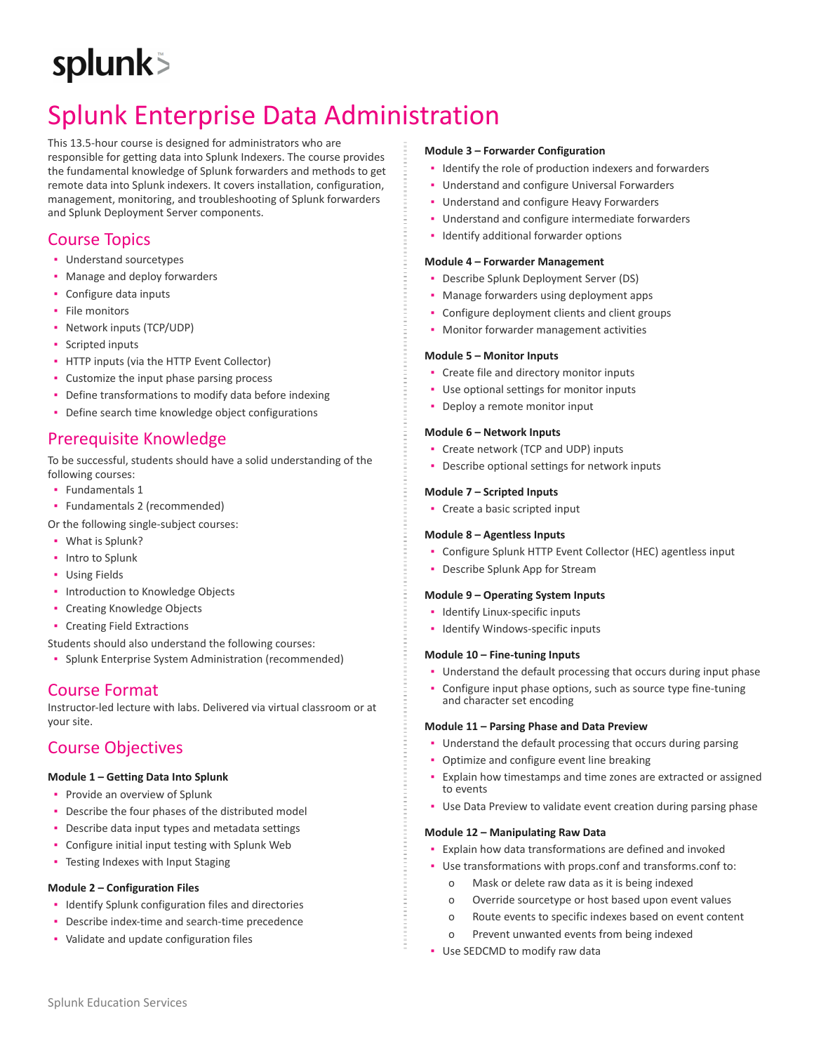# Splunk Enterprise Data Administration

This 13.5-hour course is designed for administrators who are responsible for getting data into Splunk Indexers. The course provides the fundamental knowledge of Splunk forwarders and methods to get remote data into Splunk indexers. It covers installation, configuration, management, monitoring, and troubleshooting of Splunk forwarders and Splunk Deployment Server components.

## Course Topics

- Understand sourcetypes
- Manage and deploy forwarders
- Configure data inputs
- File monitors
- Network inputs (TCP/UDP)
- Scripted inputs
- HTTP inputs (via the HTTP Event Collector)
- Customize the input phase parsing process
- Define transformations to modify data before indexing
- Define search time knowledge object configurations

## Prerequisite Knowledge

To be successful, students should have a solid understanding of the following courses:

- Fundamentals 1
- Fundamentals 2 (recommended)

Or the following single-subject courses:

- What is Splunk?
- Intro to Splunk
- Using Fields
- Introduction to Knowledge Objects
- Creating Knowledge Objects
- Creating Field Extractions

Students should also understand the following courses:

- Splunk Enterprise System Administration (recommended)

## Course Format

Instructor-led lecture with labs. Delivered via virtual classroom or at your site.

## Course Objectives

**Module 1 – Getting Data Into Splunk**

- Provide an overview of Splunk
- Describe the four phases of the distributed model
- Describe data input types and metadata settings
- Configure initial input testing with Splunk Web
- Testing Indexes with Input Staging

**Module 2 – Configuration Files**

- Identify Splunk configuration files and directories
- Describe index-time and search-time precedence
- Validate and update configuration files

**Module 3 – Forwarder Configuration**

- Identify the role of production indexers and forwarders
- Understand and configure Universal Forwarders
- Understand and configure Heavy Forwarders
- Understand and configure intermediate forwarders
- Identify additional forwarder options

**Module 4 – Forwarder Management**

- Describe Splunk Deployment Server (DS)
- Manage forwarders using deployment apps
- Configure deployment clients and client groups
- Monitor forwarder management activities

**Module 5 – Monitor Inputs**

- Create file and directory monitor inputs
- Use optional settings for monitor inputs
- Deploy a remote monitor input

**Module 6 – Network Inputs**

- Create network (TCP and UDP) inputs
- Describe optional settings for network inputs

**Module 7 – Scripted Inputs**

- Create a basic scripted input

**Module 8 – Agentless Inputs**

- Configure Splunk HTTP Event Collector (HEC) agentless input
- Describe Splunk App for Stream

**Module 9 – Operating System Inputs**

- Identify Linux-specific inputs
- Identify Windows-specific inputs

**Module 10 – Fine-tuning Inputs**

- Understand the default processing that occurs during input phase
- Configure input phase options, such as source type fine-tuning and character set encoding

**Module 11 – Parsing Phase and Data Preview**

- Understand the default processing that occurs during parsing
- Optimize and configure event line breaking
- Explain how timestamps and time zones are extracted or assigned to events
- Use Data Preview to validate event creation during parsing phase

**Module 12 – Manipulating Raw Data**

- Explain how data transformations are defined and invoked
- Use transformations with props.conf and transforms.conf to:
    - Mask or delete raw data as it is being indexed
    - Override sourcetype or host based upon event values
    - Route events to specific indexes based on event content
    - Prevent unwanted events from being indexed
- Use SEDCMD to modify raw data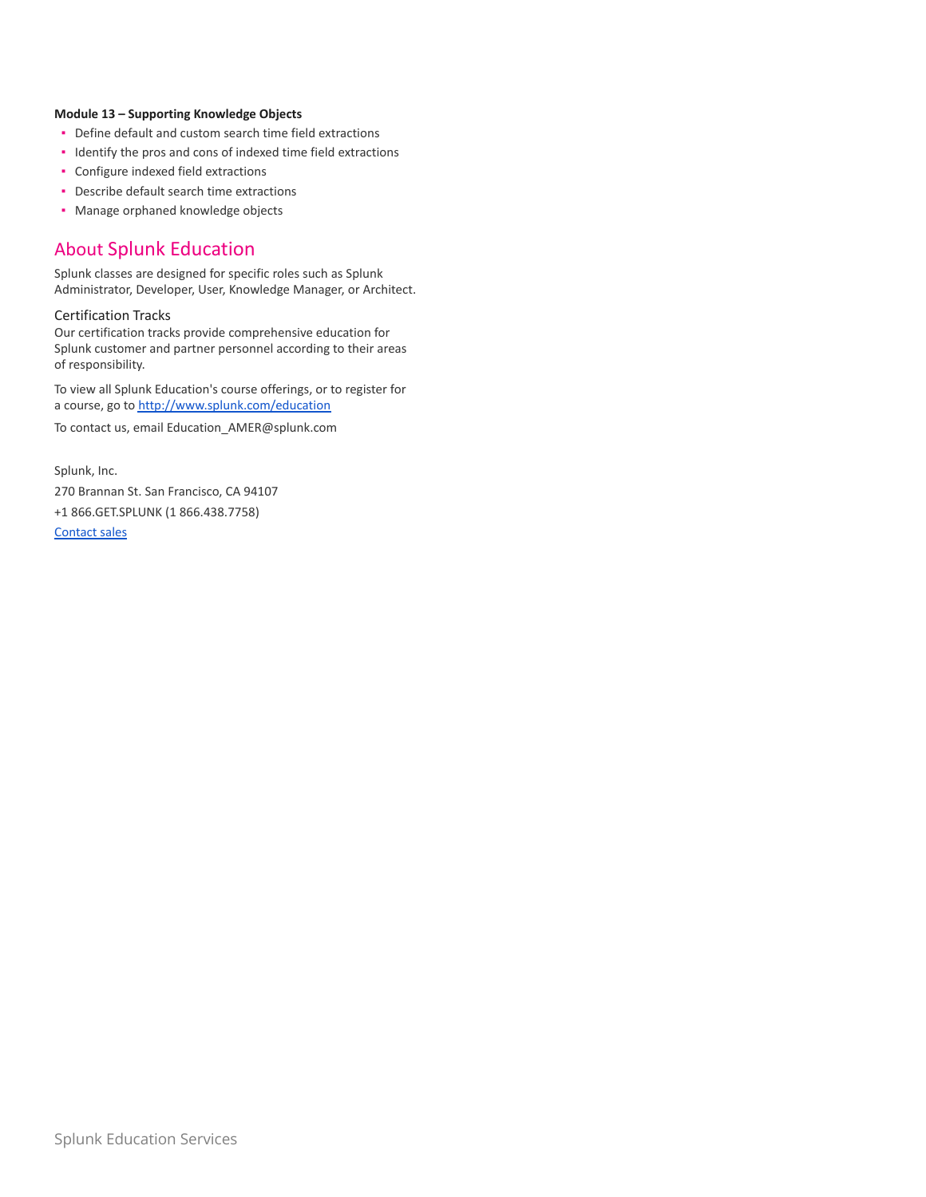**Module 13 – Supporting Knowledge Objects**

- Define default and custom search time field extractions
- Identify the pros and cons of indexed time field extractions
- Configure indexed field extractions
- Describe default search time extractions
- Manage orphaned knowledge objects

## About Splunk Education

Splunk classes are designed for specific roles such as Splunk Administrator, Developer, User, Knowledge Manager, or Architect.

### Certification Tracks

Our certification tracks provide comprehensive education for Splunk customer and partner personnel according to their areas of responsibility.

To view all Splunk Education's course offerings, or to register for a course, go to [http://www.splunk.com/education](http://www.splunk.com/education)

To contact us, email Education_AMER@splunk.com

Splunk, Inc.

270 Brannan St. San Francisco, CA 94107

+1 866.GET.SPLUNK (1 866.438.7758)

Contact sales

Splunk Education Services